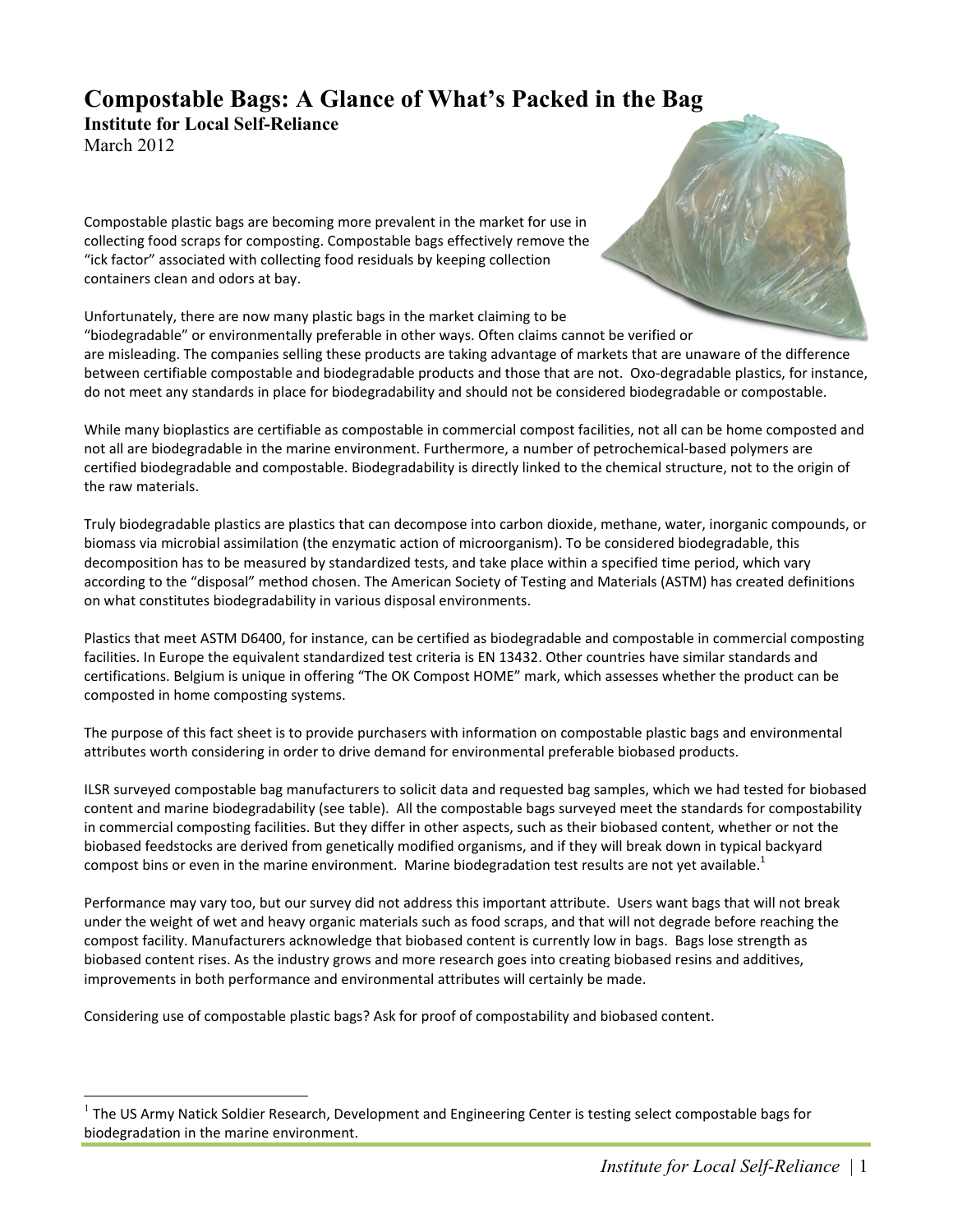# Compostable Bags: A Glance of What's Packed in the Bag

**Institute for Local Self-Reliance**

March 2012

Compostable plastic bags are becoming more prevalent in the market for use in collecting food scraps for composting. Compostable bags effectively remove the "ick factor" associated with collecting food residuals by keeping collection containers clean and odors at bay.

Unfortunately, there are now many plastic bags in the market claiming to be "biodegradable" or environmentally preferable in other ways. Often claims cannot be verified or are misleading. The companies selling these products are taking advantage of markets that are unaware of the difference between certifiable compostable and biodegradable products and those that are not. Oxo-degradable plastics, for instance, do not meet any standards in place for biodegradability and should not be considered biodegradable or compostable.

While many bioplastics are certifiable as compostable in commercial compost facilities, not all can be home composted and not all are biodegradable in the marine environment. Furthermore, a number of petrochemical-based polymers are certified biodegradable and compostable. Biodegradability is directly linked to the chemical structure, not to the origin of the raw materials.

Truly biodegradable plastics are plastics that can decompose into carbon dioxide, methane, water, inorganic compounds, or biomass via microbial assimilation (the enzymatic action of microorganism). To be considered biodegradable, this decomposition has to be measured by standardized tests, and take place within a specified time period, which vary according to the "disposal" method chosen. The American Society of Testing and Materials (ASTM) has created definitions on what constitutes biodegradability in various disposal environments.

Plastics that meet ASTM D6400, for instance, can be certified as biodegradable and compostable in commercial composting facilities. In Europe the equivalent standardized test criteria is EN 13432. Other countries have similar standards and certifications. Belgium is unique in offering "The OK Compost HOME" mark, which assesses whether the product can be composted in home composting systems.

The purpose of this fact sheet is to provide purchasers with information on compostable plastic bags and environmental attributes worth considering in order to drive demand for environmental preferable biobased products.

ILSR surveyed compostable bag manufacturers to solicit data and requested bag samples, which we had tested for biobased content and marine biodegradability (see table). All the compostable bags surveyed meet the standards for compostability in commercial composting facilities. But they differ in other aspects, such as their biobased content, whether or not the biobased feedstocks are derived from genetically modified organisms, and if they will break down in typical backyard compost bins or even in the marine environment. Marine biodegradation test results are not yet available.[1]

Performance may vary too, but our survey did not address this important attribute. Users want bags that will not break under the weight of wet and heavy organic materials such as food scraps, and that will not degrade before reaching the compost facility. Manufacturers acknowledge that biobased content is currently low in bags. Bags lose strength as biobased content rises. As the industry grows and more research goes into creating biobased resins and additives, improvements in both performance and environmental attributes will certainly be made.

Considering use of compostable plastic bags? Ask for proof of compostability and biobased content.

[1] The US Army Natick Soldier Research, Development and Engineering Center is testing select compostable bags for biodegradation in the marine environment.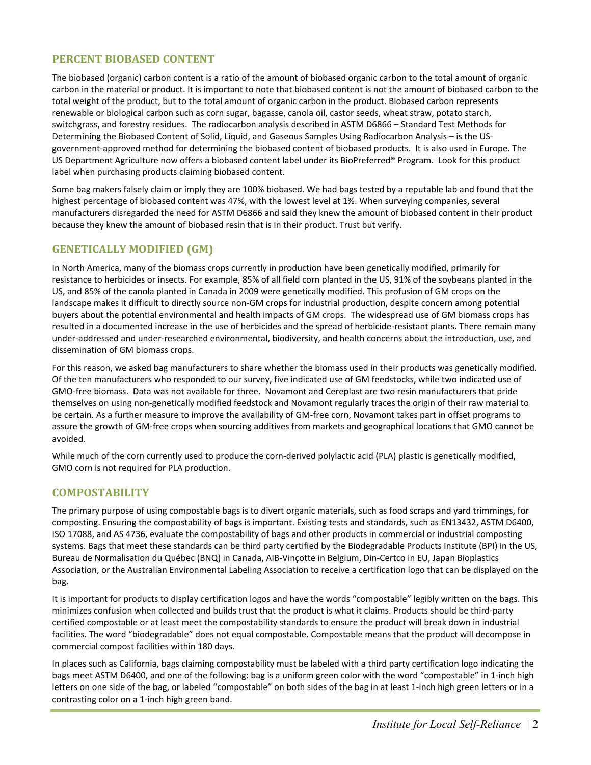## PERCENT BIOBASED CONTENT

The biobased (organic) carbon content is a ratio of the amount of biobased organic carbon to the total amount of organic carbon in the material or product. It is important to note that biobased content is not the amount of biobased carbon to the total weight of the product, but to the total amount of organic carbon in the product. Biobased carbon represents renewable or biological carbon such as corn sugar, bagasse, canola oil, castor seeds, wheat straw, potato starch, switchgrass, and forestry residues. The radiocarbon analysis described in ASTM D6866 – Standard Test Methods for Determining the Biobased Content of Solid, Liquid, and Gaseous Samples Using Radiocarbon Analysis – is the US-government-approved method for determining the biobased content of biobased products. It is also used in Europe. The US Department Agriculture now offers a biobased content label under its BioPreferred® Program. Look for this product label when purchasing products claiming biobased content.

Some bag makers falsely claim or imply they are 100% biobased. We had bags tested by a reputable lab and found that the highest percentage of biobased content was 47%, with the lowest level at 1%. When surveying companies, several manufacturers disregarded the need for ASTM D6866 and said they knew the amount of biobased content in their product because they knew the amount of biobased resin that is in their product. Trust but verify.

## GENETICALLY MODIFIED (GM)

In North America, many of the biomass crops currently in production have been genetically modified, primarily for resistance to herbicides or insects. For example, 85% of all field corn planted in the US, 91% of the soybeans planted in the US, and 85% of the canola planted in Canada in 2009 were genetically modified. This profusion of GM crops on the landscape makes it difficult to directly source non-GM crops for industrial production, despite concern among potential buyers about the potential environmental and health impacts of GM crops. The widespread use of GM biomass crops has resulted in a documented increase in the use of herbicides and the spread of herbicide-resistant plants. There remain many under-addressed and under-researched environmental, biodiversity, and health concerns about the introduction, use, and dissemination of GM biomass crops.

For this reason, we asked bag manufacturers to share whether the biomass used in their products was genetically modified. Of the ten manufacturers who responded to our survey, five indicated use of GM feedstocks, while two indicated use of GMO-free biomass. Data was not available for three. Novamont and Cereplast are two resin manufacturers that pride themselves on using non-genetically modified feedstock and Novamont regularly traces the origin of their raw material to be certain. As a further measure to improve the availability of GM-free corn, Novamont takes part in offset programs to assure the growth of GM-free crops when sourcing additives from markets and geographical locations that GMO cannot be avoided.

While much of the corn currently used to produce the corn-derived polylactic acid (PLA) plastic is genetically modified, GMO corn is not required for PLA production.

## COMPOSTABILITY

The primary purpose of using compostable bags is to divert organic materials, such as food scraps and yard trimmings, for composting. Ensuring the compostability of bags is important. Existing tests and standards, such as EN13432, ASTM D6400, ISO 17088, and AS 4736, evaluate the compostability of bags and other products in commercial or industrial composting systems. Bags that meet these standards can be third party certified by the Biodegradable Products Institute (BPI) in the US, Bureau de Normalisation du Québec (BNQ) in Canada, AIB-Vinçotte in Belgium, Din-Certco in EU, Japan Bioplastics Association, or the Australian Environmental Labeling Association to receive a certification logo that can be displayed on the bag.

It is important for products to display certification logos and have the words "compostable" legibly written on the bags. This minimizes confusion when collected and builds trust that the product is what it claims. Products should be third-party certified compostable or at least meet the compostability standards to ensure the product will break down in industrial facilities. The word "biodegradable" does not equal compostable. Compostable means that the product will decompose in commercial compost facilities within 180 days.

In places such as California, bags claiming compostability must be labeled with a third party certification logo indicating the bags meet ASTM D6400, and one of the following: bag is a uniform green color with the word "compostable" in 1-inch high letters on one side of the bag, or labeled "compostable" on both sides of the bag in at least 1-inch high green letters or in a contrasting color on a 1-inch high green band.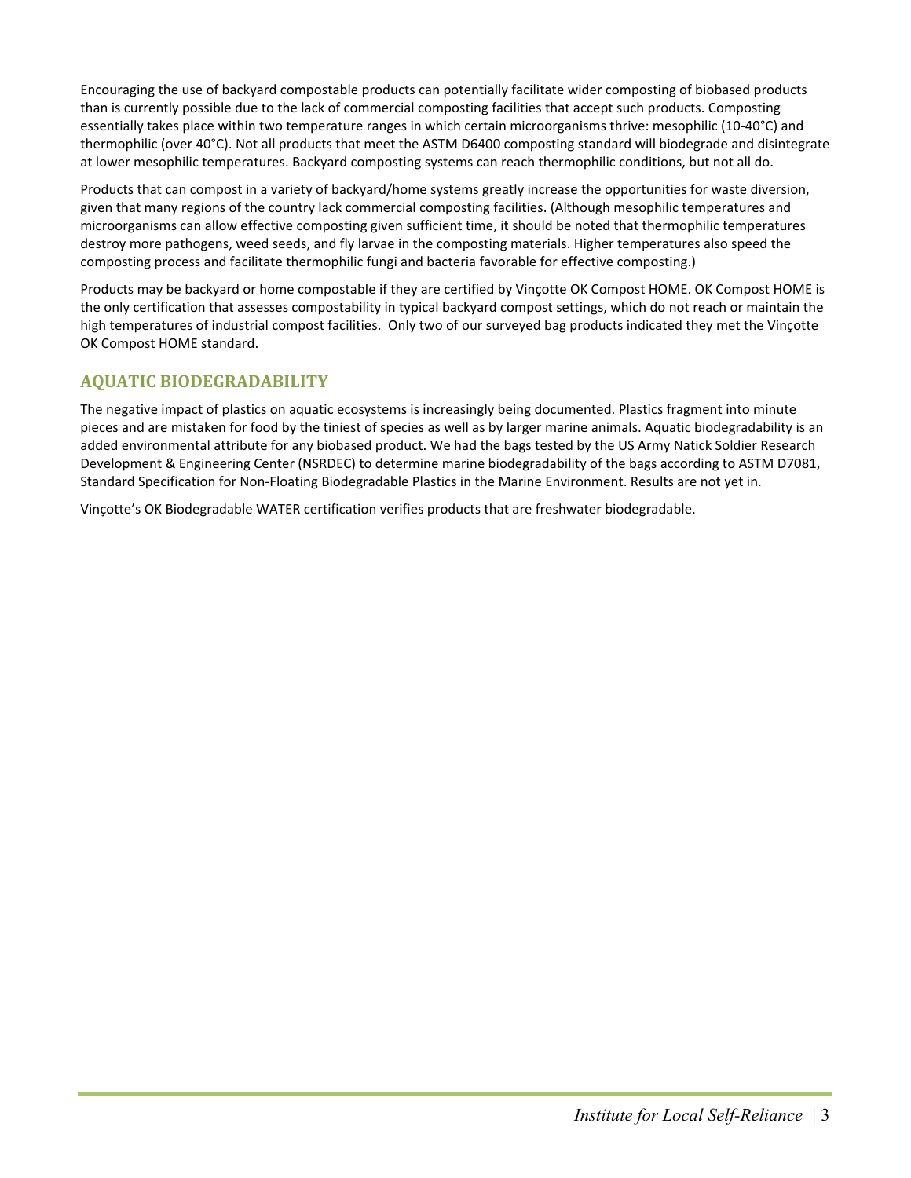Encouraging the use of backyard compostable products can potentially facilitate wider composting of biobased products than is currently possible due to the lack of commercial composting facilities that accept such products. Composting essentially takes place within two temperature ranges in which certain microorganisms thrive: mesophilic (10-40°C) and thermophilic (over 40°C). Not all products that meet the ASTM D6400 composting standard will biodegrade and disintegrate at lower mesophilic temperatures. Backyard composting systems can reach thermophilic conditions, but not all do.

Products that can compost in a variety of backyard/home systems greatly increase the opportunities for waste diversion, given that many regions of the country lack commercial composting facilities. (Although mesophilic temperatures and microorganisms can allow effective composting given sufficient time, it should be noted that thermophilic temperatures destroy more pathogens, weed seeds, and fly larvae in the composting materials. Higher temperatures also speed the composting process and facilitate thermophilic fungi and bacteria favorable for effective composting.)

Products may be backyard or home compostable if they are certified by Vinçotte OK Compost HOME. OK Compost HOME is the only certification that assesses compostability in typical backyard compost settings, which do not reach or maintain the high temperatures of industrial compost facilities. Only two of our surveyed bag products indicated they met the Vinçotte OK Compost HOME standard.

## AQUATIC BIODEGRADABILITY

The negative impact of plastics on aquatic ecosystems is increasingly being documented. Plastics fragment into minute pieces and are mistaken for food by the tiniest of species as well as by larger marine animals. Aquatic biodegradability is an added environmental attribute for any biobased product. We had the bags tested by the US Army Natick Soldier Research Development & Engineering Center (NSRDEC) to determine marine biodegradability of the bags according to ASTM D7081, Standard Specification for Non-Floating Biodegradable Plastics in the Marine Environment. Results are not yet in.

Vinçotte's OK Biodegradable WATER certification verifies products that are freshwater biodegradable.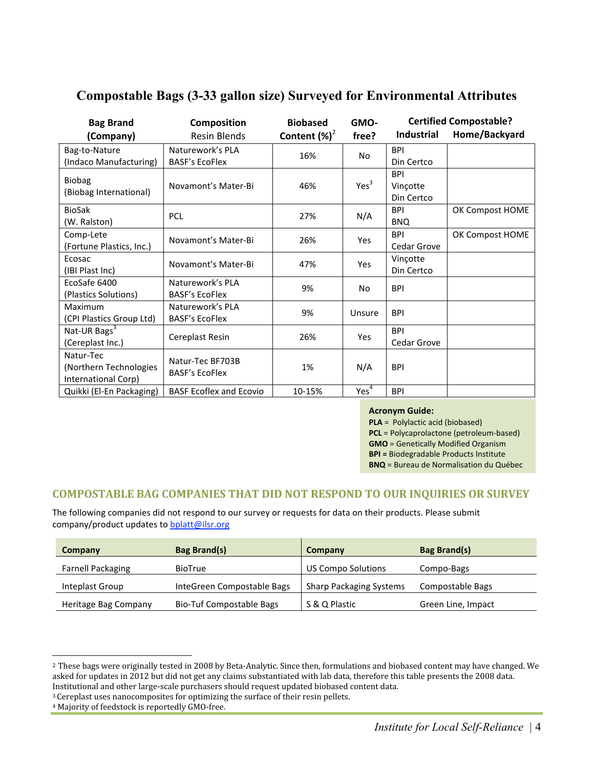## Compostable Bags (3-33 gallon size) Surveyed for Environmental Attributes

| Bag Brand (Company) | Composition Resin Blends | Biobased Content (%)[2] | GMO-free? | Certified Compostable? Industrial | Home/Backyard |
|---|---|---|---|---|---|
| Bag-to-Nature (Indaco Manufacturing) | Naturework's PLA BASF's EcoFlex | 16% | No | BPI Din Certco | |
| Biobag (Biobag International) | Novamont's Mater-Bi | 46% | Yes[3] | BPI Vinçotte Din Certco | |
| BioSak (W. Ralston) | PCL | 27% | N/A | BPI BNQ | OK Compost HOME |
| Comp-Lete (Fortune Plastics, Inc.) | Novamont's Mater-Bi | 26% | Yes | BPI Cedar Grove | OK Compost HOME |
| Ecosac (IBI Plast Inc) | Novamont's Mater-Bi | 47% | Yes | Vinçotte Din Certco | |
| EcoSafe 6400 (Plastics Solutions) | Naturework's PLA BASF's EcoFlex | 9% | No | BPI | |
| Maximum (CPI Plastics Group Ltd) | Naturework's PLA BASF's EcoFlex | 9% | Unsure | BPI | |
| Nat-UR Bags[3] (Cereplast Inc.) | Cereplast Resin | 26% | Yes | BPI Cedar Grove | |
| Natur-Tec (Northern Technologies International Corp) | Natur-Tec BF703B BASF's EcoFlex | 1% | N/A | BPI | |
| Quikki (El-En Packaging) | BASF Ecoflex and Ecovio | 10-15% | Yes[4] | BPI | |

**Acronym Guide:**
**PLA** = Polylactic acid (biobased)
**PCL** = Polycaprolactone (petroleum-based)
**GMO** = Genetically Modified Organism
**BPI =** Biodegradable Products Institute
**BNQ** = Bureau de Normalisation du Québec

### COMPOSTABLE BAG COMPANIES THAT DID NOT RESPOND TO OUR INQUIRIES OR SURVEY

The following companies did not respond to our survey or requests for data on their products. Please submit company/product updates to bplatt@ilsr.org

| Company | Bag Brand(s) | Company | Bag Brand(s) |
|---|---|---|---|
| Farnell Packaging | BioTrue | US Compo Solutions | Compo-Bags |
| Inteplast Group | InteGreen Compostable Bags | Sharp Packaging Systems | Compostable Bags |
| Heritage Bag Company | Bio-Tuf Compostable Bags | S & Q Plastic | Green Line, Impact |

[2] These bags were originally tested in 2008 by Beta-Analytic. Since then, formulations and biobased content may have changed. We asked for updates in 2012 but did not get any claims substantiated with lab data, therefore this table presents the 2008 data. Institutional and other large-scale purchasers should request updated biobased content data.

[3] Cereplast uses nanocomposites for optimizing the surface of their resin pellets.

[4] Majority of feedstock is reportedly GMO-free.